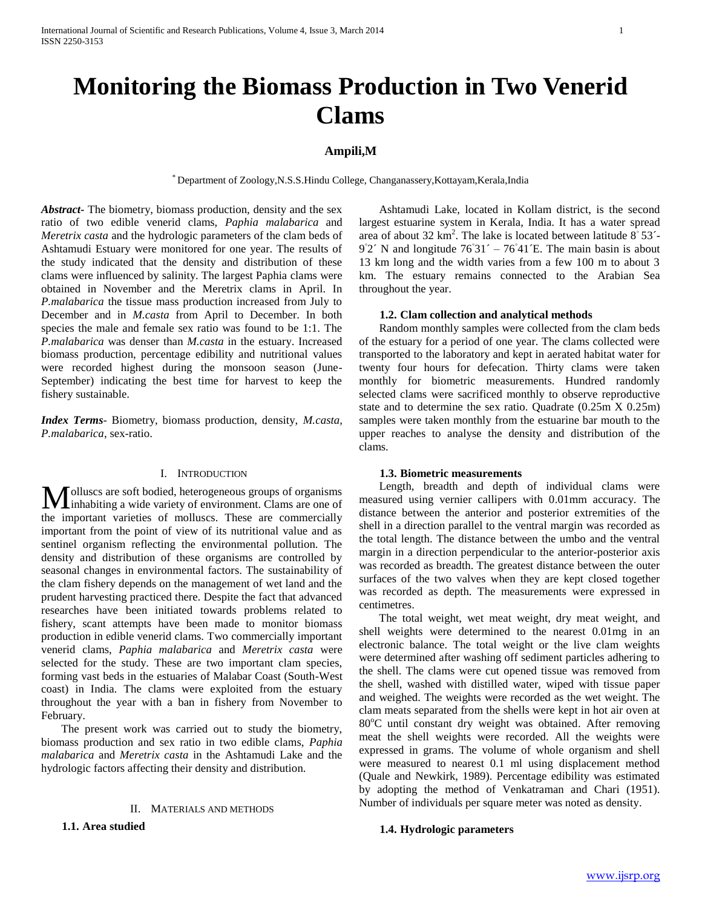// Page-1 layout and body text (no images).
# Monitoring the Biomass Production in Two Venerid Clams

**Ampili,M**

[*] Department of Zoology,N.S.S.Hindu College, Changanassery,Kottayam,Kerala,India

***Abstract-*** The biometry, biomass production, density and the sex ratio of two edible venerid clams, *Paphia malabarica* and *Meretrix casta* and the hydrologic parameters of the clam beds of Ashtamudi Estuary were monitored for one year. The results of the study indicated that the density and distribution of these clams were influenced by salinity. The largest Paphia clams were obtained in November and the Meretrix clams in April. In *P.malabarica* the tissue mass production increased from July to December and in *M.casta* from April to December. In both species the male and female sex ratio was found to be 1:1. The *P.malabarica* was denser than *M.casta* in the estuary. Increased biomass production, percentage edibility and nutritional values were recorded highest during the monsoon season (June-September) indicating the best time for harvest to keep the fishery sustainable.

***Index Terms-*** Biometry, biomass production, density, *M.casta*, *P.malabarica*, sex-ratio.

## I. INTRODUCTION

Molluscs are soft bodied, heterogeneous groups of organisms inhabiting a wide variety of environment. Clams are one of the important varieties of molluscs. These are commercially important from the point of view of its nutritional value and as sentinel organism reflecting the environmental pollution. The density and distribution of these organisms are controlled by seasonal changes in environmental factors. The sustainability of the clam fishery depends on the management of wet land and the prudent harvesting practiced there. Despite the fact that advanced researches have been initiated towards problems related to fishery, scant attempts have been made to monitor biomass production in edible venerid clams. Two commercially important venerid clams, *Paphia malabarica* and *Meretrix casta* were selected for the study. These are two important clam species, forming vast beds in the estuaries of Malabar Coast (South-West coast) in India. The clams were exploited from the estuary throughout the year with a ban in fishery from November to February.

The present work was carried out to study the biometry, biomass production and sex ratio in two edible clams, *Paphia malabarica* and *Meretrix casta* in the Ashtamudi Lake and the hydrologic factors affecting their density and distribution.

## II. MATERIALS AND METHODS

### 1.1. Area studied

Ashtamudi Lake, located in Kollam district, is the second largest estuarine system in Kerala, India. It has a water spread area of about 32 km$^2$. The lake is located between latitude 8°53´- 9°2´ N and longitude 76°31´ – 76°41´E. The main basin is about 13 km long and the width varies from a few 100 m to about 3 km. The estuary remains connected to the Arabian Sea throughout the year.

### 1.2. Clam collection and analytical methods

Random monthly samples were collected from the clam beds of the estuary for a period of one year. The clams collected were transported to the laboratory and kept in aerated habitat water for twenty four hours for defecation. Thirty clams were taken monthly for biometric measurements. Hundred randomly selected clams were sacrificed monthly to observe reproductive state and to determine the sex ratio. Quadrate (0.25m X 0.25m) samples were taken monthly from the estuarine bar mouth to the upper reaches to analyse the density and distribution of the clams.

### 1.3. Biometric measurements

Length, breadth and depth of individual clams were measured using vernier callipers with 0.01mm accuracy. The distance between the anterior and posterior extremities of the shell in a direction parallel to the ventral margin was recorded as the total length. The distance between the umbo and the ventral margin in a direction perpendicular to the anterior-posterior axis was recorded as breadth. The greatest distance between the outer surfaces of the two valves when they are kept closed together was recorded as depth. The measurements were expressed in centimetres.

The total weight, wet meat weight, dry meat weight, and shell weights were determined to the nearest 0.01mg in an electronic balance. The total weight or the live clam weights were determined after washing off sediment particles adhering to the shell. The clams were cut opened tissue was removed from the shell, washed with distilled water, wiped with tissue paper and weighed. The weights were recorded as the wet weight. The clam meats separated from the shells were kept in hot air oven at 80$^o$C until constant dry weight was obtained. After removing meat the shell weights were recorded. All the weights were expressed in grams. The volume of whole organism and shell were measured to nearest 0.1 ml using displacement method (Quale and Newkirk, 1989). Percentage edibility was estimated by adopting the method of Venkatraman and Chari (1951). Number of individuals per square meter was noted as density.

### 1.4. Hydrologic parameters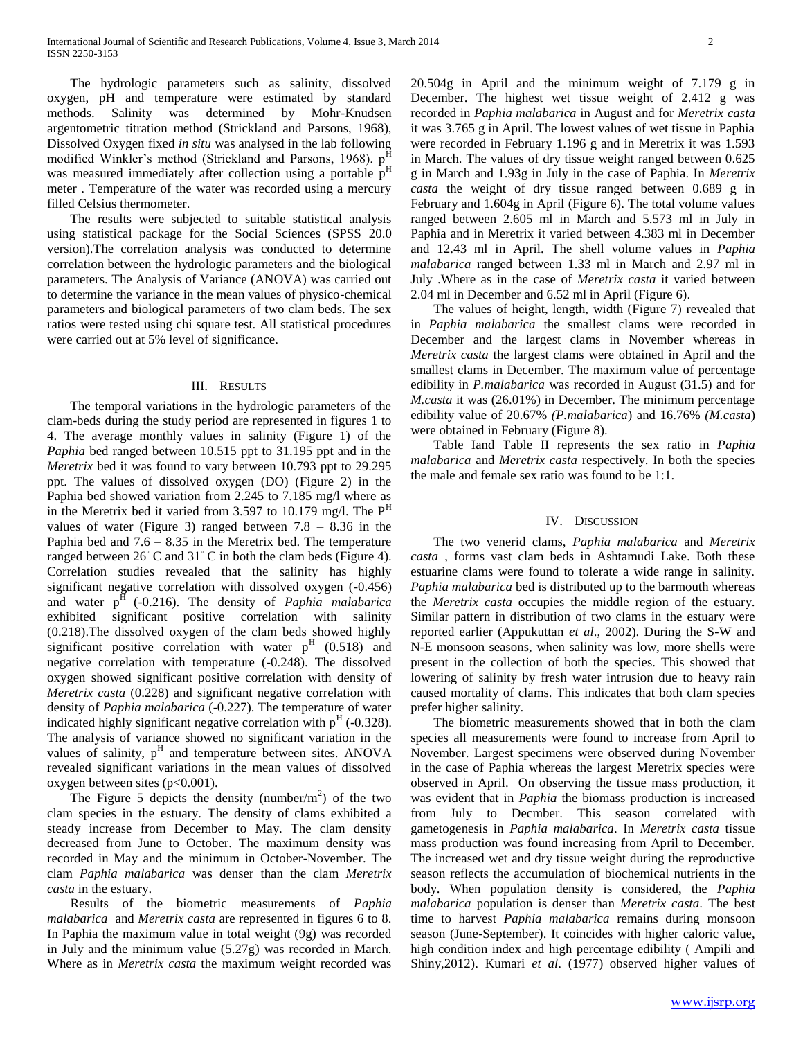The hydrologic parameters such as salinity, dissolved oxygen, pH and temperature were estimated by standard methods. Salinity was determined by Mohr-Knudsen argentometric titration method (Strickland and Parsons, 1968), Dissolved Oxygen fixed *in situ* was analysed in the lab following modified Winkler's method (Strickland and Parsons, 1968). $p^H$ was measured immediately after collection using a portable $p^H$ meter . Temperature of the water was recorded using a mercury filled Celsius thermometer.

The results were subjected to suitable statistical analysis using statistical package for the Social Sciences (SPSS 20.0 version).The correlation analysis was conducted to determine correlation between the hydrologic parameters and the biological parameters. The Analysis of Variance (ANOVA) was carried out to determine the variance in the mean values of physico-chemical parameters and biological parameters of two clam beds. The sex ratios were tested using chi square test. All statistical procedures were carried out at 5% level of significance.

## III. Results

The temporal variations in the hydrologic parameters of the clam-beds during the study period are represented in figures 1 to 4. The average monthly values in salinity (Figure 1) of the *Paphia* bed ranged between 10.515 ppt to 31.195 ppt and in the *Meretrix* bed it was found to vary between 10.793 ppt to 29.295 ppt. The values of dissolved oxygen (DO) (Figure 2) in the Paphia bed showed variation from 2.245 to 7.185 mg/l where as in the Meretrix bed it varied from 3.597 to 10.179 mg/l. The $P^H$ values of water (Figure 3) ranged between 7.8 – 8.36 in the Paphia bed and 7.6 – 8.35 in the Meretrix bed. The temperature ranged between 26° C and 31° C in both the clam beds (Figure 4). Correlation studies revealed that the salinity has highly significant negative correlation with dissolved oxygen (-0.456) and water $p^H$ (-0.216). The density of *Paphia malabarica* exhibited significant positive correlation with salinity (0.218).The dissolved oxygen of the clam beds showed highly significant positive correlation with water $p^H$ (0.518) and negative correlation with temperature (-0.248). The dissolved oxygen showed significant positive correlation with density of *Meretrix casta* (0.228) and significant negative correlation with density of *Paphia malabarica* (-0.227). The temperature of water indicated highly significant negative correlation with $p^H$ (-0.328). The analysis of variance showed no significant variation in the values of salinity, $p^H$ and temperature between sites. ANOVA revealed significant variations in the mean values of dissolved oxygen between sites ($p<0.001$).

The Figure 5 depicts the density (number/$m^2$) of the two clam species in the estuary. The density of clams exhibited a steady increase from December to May. The clam density decreased from June to October. The maximum density was recorded in May and the minimum in October-November. The clam *Paphia malabarica* was denser than the clam *Meretrix casta* in the estuary.

Results of the biometric measurements of *Paphia malabarica* and *Meretrix casta* are represented in figures 6 to 8. In Paphia the maximum value in total weight (9g) was recorded in July and the minimum value (5.27g) was recorded in March. Where as in *Meretrix casta* the maximum weight recorded was 20.504g in April and the minimum weight of 7.179 g in December. The highest wet tissue weight of 2.412 g was recorded in *Paphia malabarica* in August and for *Meretrix casta* it was 3.765 g in April. The lowest values of wet tissue in Paphia were recorded in February 1.196 g and in Meretrix it was 1.593 in March. The values of dry tissue weight ranged between 0.625 g in March and 1.93g in July in the case of Paphia. In *Meretrix casta* the weight of dry tissue ranged between 0.689 g in February and 1.604g in April (Figure 6). The total volume values ranged between 2.605 ml in March and 5.573 ml in July in Paphia and in Meretrix it varied between 4.383 ml in December and 12.43 ml in April. The shell volume values in *Paphia malabarica* ranged between 1.33 ml in March and 2.97 ml in July .Where as in the case of *Meretrix casta* it varied between 2.04 ml in December and 6.52 ml in April (Figure 6).

The values of height, length, width (Figure 7) revealed that in *Paphia malabarica* the smallest clams were recorded in December and the largest clams in November whereas in *Meretrix casta* the largest clams were obtained in April and the smallest clams in December. The maximum value of percentage edibility in *P.malabarica* was recorded in August (31.5) and for *M.casta* it was (26.01%) in December. The minimum percentage edibility value of 20.67% *(P.malabarica)* and 16.76% *(M.casta)* were obtained in February (Figure 8).

Table Iand Table II represents the sex ratio in *Paphia malabarica* and *Meretrix casta* respectively. In both the species the male and female sex ratio was found to be 1:1.

## IV. Discussion

The two venerid clams, *Paphia malabarica* and *Meretrix casta* , forms vast clam beds in Ashtamudi Lake. Both these estuarine clams were found to tolerate a wide range in salinity. *Paphia malabarica* bed is distributed up to the barmouth whereas the *Meretrix casta* occupies the middle region of the estuary. Similar pattern in distribution of two clams in the estuary were reported earlier (Appukuttan *et al*., 2002). During the S-W and N-E monsoon seasons, when salinity was low, more shells were present in the collection of both the species. This showed that lowering of salinity by fresh water intrusion due to heavy rain caused mortality of clams. This indicates that both clam species prefer higher salinity.

The biometric measurements showed that in both the clam species all measurements were found to increase from April to November. Largest specimens were observed during November in the case of Paphia whereas the largest Meretrix species were observed in April. On observing the tissue mass production, it was evident that in *Paphia* the biomass production is increased from July to Decmber. This season correlated with gametogenesis in *Paphia malabarica*. In *Meretrix casta* tissue mass production was found increasing from April to December. The increased wet and dry tissue weight during the reproductive season reflects the accumulation of biochemical nutrients in the body. When population density is considered, the *Paphia malabarica* population is denser than *Meretrix casta*. The best time to harvest *Paphia malabarica* remains during monsoon season (June-September). It coincides with higher caloric value, high condition index and high percentage edibility ( Ampili and Shiny,2012). Kumari *et al*. (1977) observed higher values of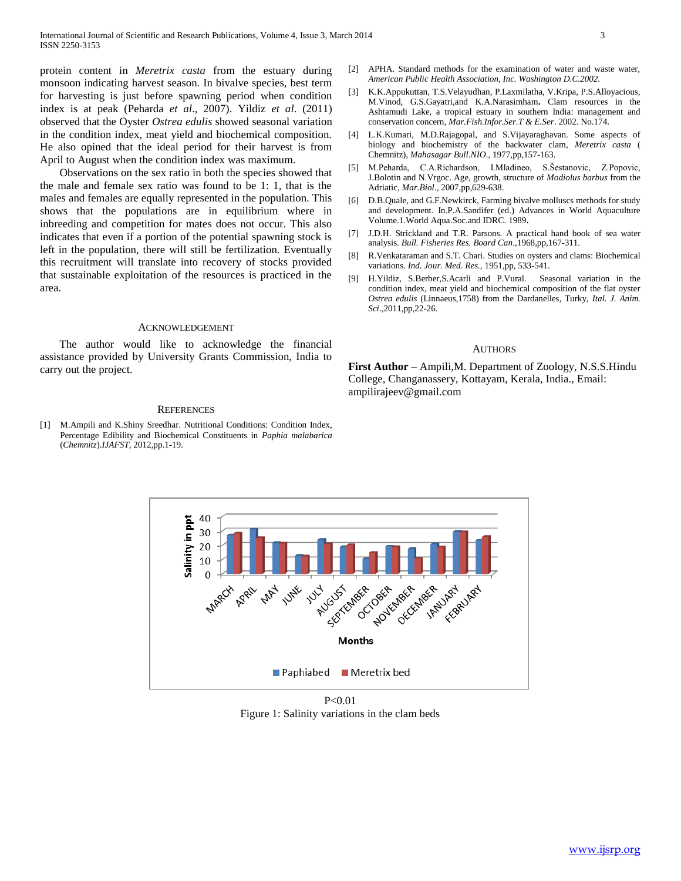protein content in *Meretrix casta* from the estuary during monsoon indicating harvest season. In bivalve species, best term for harvesting is just before spawning period when condition index is at peak (Peharda *et al.*, 2007). Yildiz *et al*. (2011) observed that the Oyster *Ostrea edulis* showed seasonal variation in the condition index, meat yield and biochemical composition. He also opined that the ideal period for their harvest is from April to August when the condition index was maximum.

Observations on the sex ratio in both the species showed that the male and female sex ratio was found to be 1: 1, that is the males and females are equally represented in the population. This shows that the populations are in equilibrium where in inbreeding and competition for mates does not occur. This also indicates that even if a portion of the potential spawning stock is left in the population, there will still be fertilization. Eventually this recruitment will translate into recovery of stocks provided that sustainable exploitation of the resources is practiced in the area.

## Acknowledgement

The author would like to acknowledge the financial assistance provided by University Grants Commission, India to carry out the project.

## References

[1] M.Ampili and K.Shiny Sreedhar. Nutritional Conditions: Condition Index, Percentage Edibility and Biochemical Constituents in *Paphia malabarica* (*Chemnitz*).*IJAFST*, 2012,pp.1-19.

[2] APHA. Standard methods for the examination of water and waste water, *American Public Health Association, Inc. Washington D.C.2002.*

[3] K.K.Appukuttan, T.S.Velayudhan, P.Laxmilatha, V.Kripa, P.S.Alloyacious, M.Vinod, G.S.Gayatri,and K.A.Narasimham**.** Clam resources in the Ashtamudi Lake, a tropical estuary in southern India: management and conservation concern, *Mar.Fish.Infor.Ser.T & E.Ser*. 2002. No.174.

[4] L.K.Kumari, M.D.Rajagopal, and S.Vijayaraghavan. Some aspects of biology and biochemistry of the backwater clam, *Meretrix casta* ( Chemnitz), *Mahasagar Bull.NIO.*, 1977,pp,157-163.

[5] M.Peharda, C.A.Richardson, I.Mladineo, S.Šestanovic, Z.Popovic, J.Bolotin and N.Vrgoc. Age, growth, structure of *Modiolus barbus* from the Adriatic, *Mar.Biol*., 2007,pp,629-638.

[6] D.B.Quale, and G.F.Newkirck, Farming bivalve molluscs methods for study and development. In.P.A.Sandifer (ed.) Advances in World Aquaculture Volume.1.World Aqua.Soc.and IDRC. 1989**.**

[7] J.D.H. Strickland and T.R. Parsons. A practical hand book of sea water analysis. *Bull. Fisheries Res. Board Can*.,1968,pp,167-311.

[8] R.Venkataraman and S.T. Chari. Studies on oysters and clams: Biochemical variations. *Ind. Jour. Med. Res.*, 1951,pp, 533-541.

[9] H.Yildiz, S.Berber,S.Acarli and P.Vural. Seasonal variation in the condition index, meat yield and biochemical composition of the flat oyster *Ostrea edulis* (Linnaeus,1758) from the Dardanelles, Turky, *Ital. J. Anim. Sci*.,2011,pp,22-26.

## Authors

**First Author** – Ampili,M. Department of Zoology, N.S.S.Hindu College, Changanassery, Kottayam, Kerala, India., Email: ampilirajeev@gmail.com

P<0.01

Figure 1: Salinity variations in the clam beds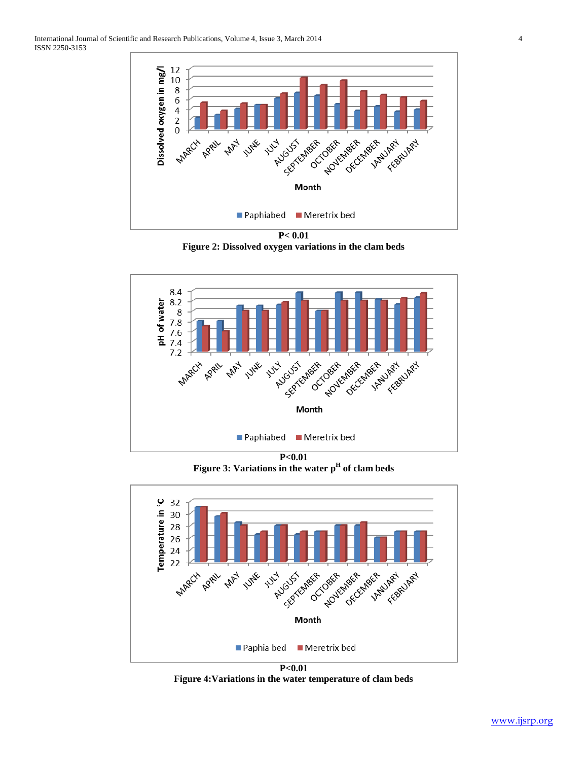P< 0.01

**Figure 2: Dissolved oxygen variations in the clam beds**

P<0.01

**Figure 3: Variations in the water p$^H$ of clam beds**

P<0.01

**Figure 4:Variations in the water temperature of clam beds**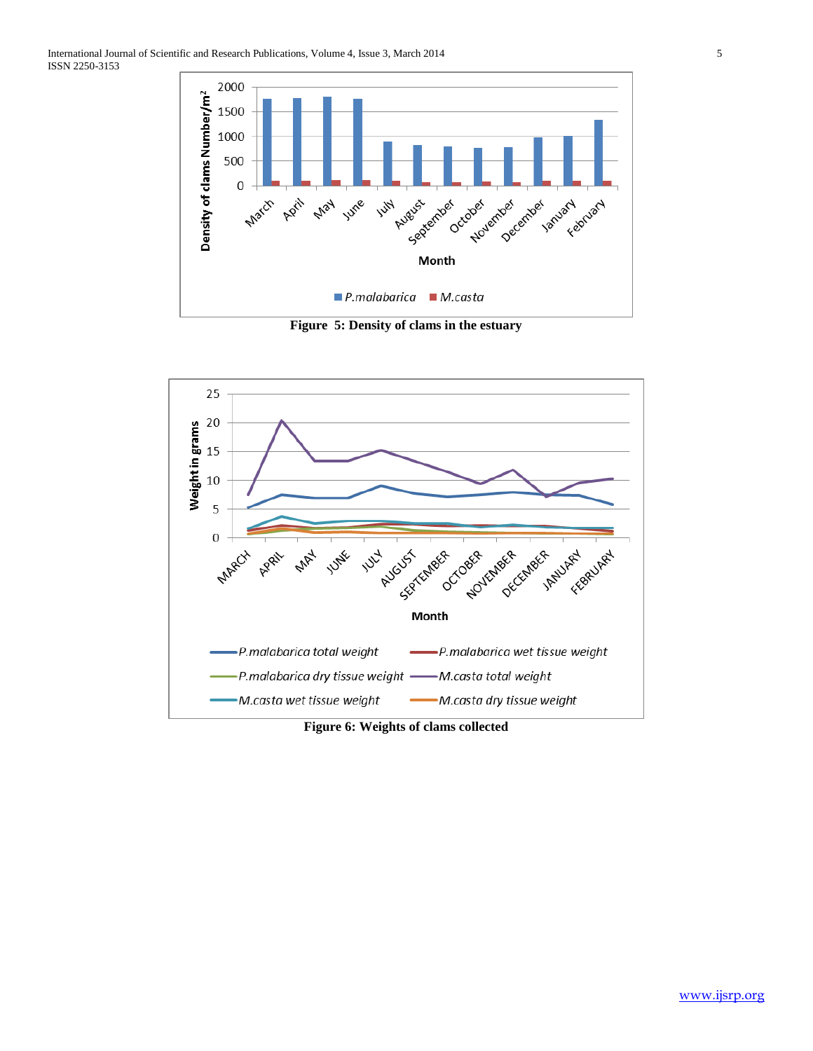Figure 5: Density of clams in the estuary

Figure 6: Weights of clams collected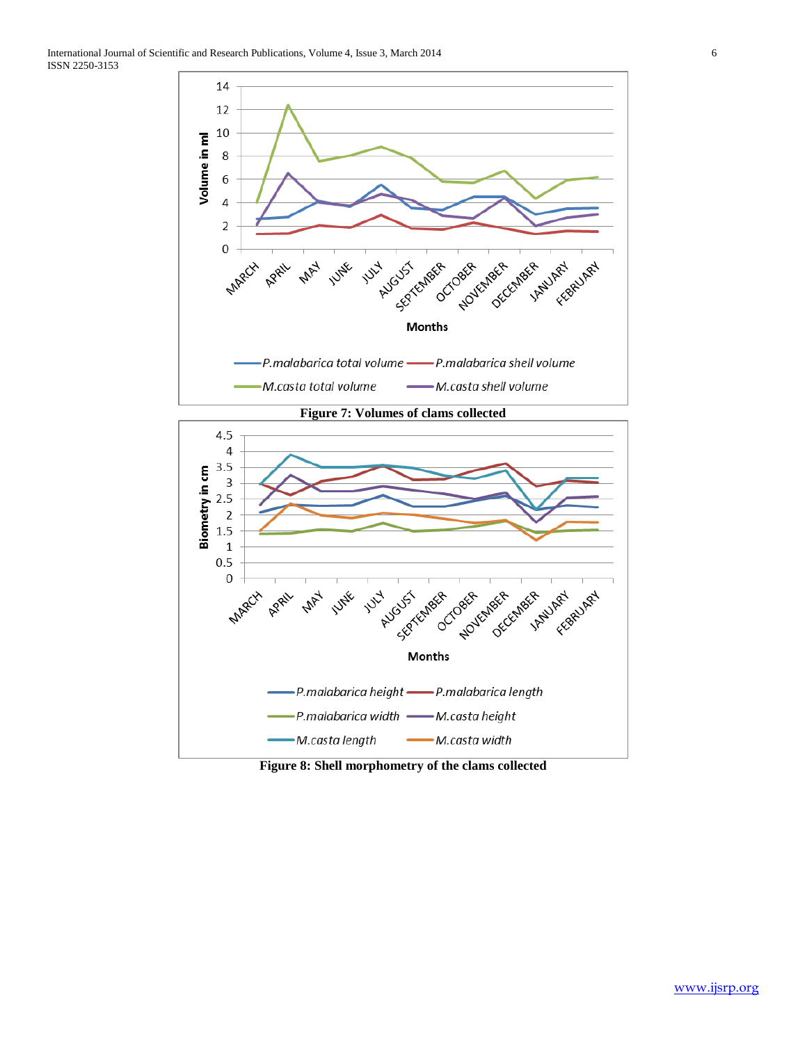**Figure 7: Volumes of clams collected**

**Figure 8: Shell morphometry of the clams collected**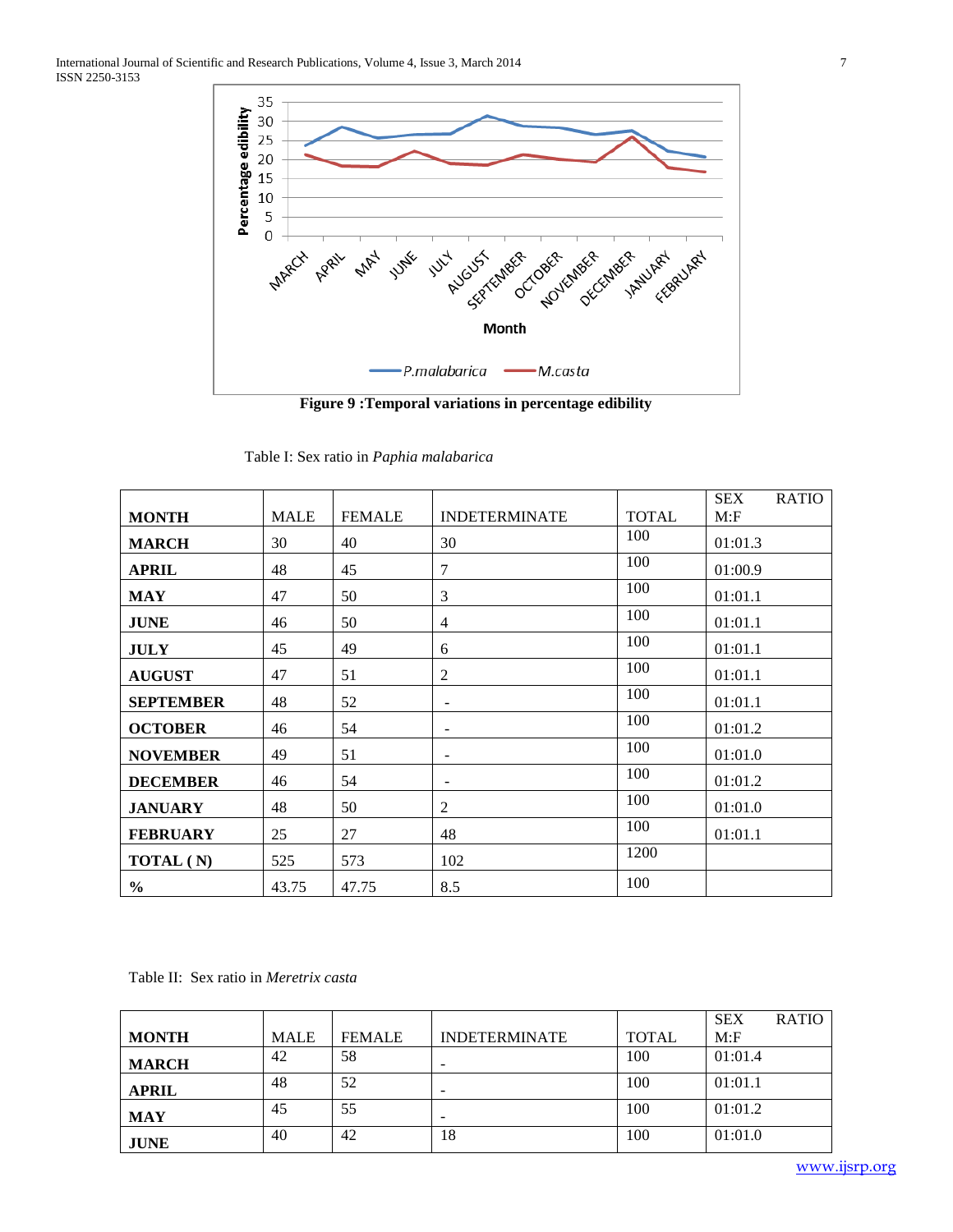Figure 9 :Temporal variations in percentage edibility

Table I: Sex ratio in *Paphia malabarica*

| MONTH | MALE | FEMALE | INDETERMINATE | TOTAL | SEX RATIO M:F |
|---|---|---|---|---|---|
| **MARCH** | 30 | 40 | 30 | 100 | 01:01.3 |
| **APRIL** | 48 | 45 | 7 | 100 | 01:00.9 |
| **MAY** | 47 | 50 | 3 | 100 | 01:01.1 |
| **JUNE** | 46 | 50 | 4 | 100 | 01:01.1 |
| **JULY** | 45 | 49 | 6 | 100 | 01:01.1 |
| **AUGUST** | 47 | 51 | 2 | 100 | 01:01.1 |
| **SEPTEMBER** | 48 | 52 | - | 100 | 01:01.1 |
| **OCTOBER** | 46 | 54 | - | 100 | 01:01.2 |
| **NOVEMBER** | 49 | 51 | - | 100 | 01:01.0 |
| **DECEMBER** | 46 | 54 | - | 100 | 01:01.2 |
| **JANUARY** | 48 | 50 | 2 | 100 | 01:01.0 |
| **FEBRUARY** | 25 | 27 | 48 | 100 | 01:01.1 |
| **TOTAL ( N)** | 525 | 573 | 102 | 1200 | |
| **%** | 43.75 | 47.75 | 8.5 | 100 | |

Table II: Sex ratio in *Meretrix casta*

| MONTH | MALE | FEMALE | INDETERMINATE | TOTAL | SEX RATIO M:F |
|---|---|---|---|---|---|
| **MARCH** | 42 | 58 | - | 100 | 01:01.4 |
| **APRIL** | 48 | 52 | - | 100 | 01:01.1 |
| **MAY** | 45 | 55 | - | 100 | 01:01.2 |
| **JUNE** | 40 | 42 | 18 | 100 | 01:01.0 |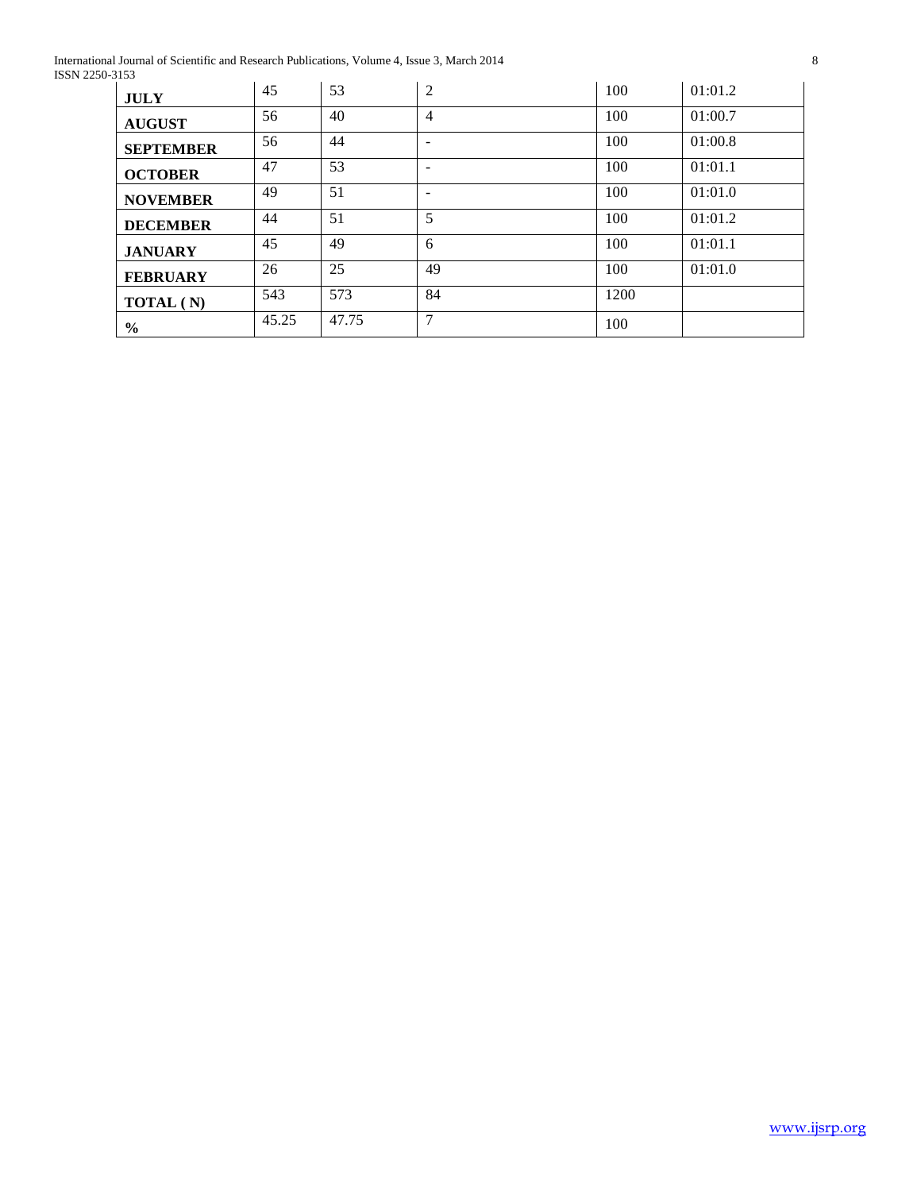| | | | | | |
|---|---|---|---|---|---|
| **JULY** | 45 | 53 | 2 | 100 | 01:01.2 |
| **AUGUST** | 56 | 40 | 4 | 100 | 01:00.7 |
| **SEPTEMBER** | 56 | 44 | - | 100 | 01:00.8 |
| **OCTOBER** | 47 | 53 | - | 100 | 01:01.1 |
| **NOVEMBER** | 49 | 51 | - | 100 | 01:01.0 |
| **DECEMBER** | 44 | 51 | 5 | 100 | 01:01.2 |
| **JANUARY** | 45 | 49 | 6 | 100 | 01:01.1 |
| **FEBRUARY** | 26 | 25 | 49 | 100 | 01:01.0 |
| **TOTAL ( N)** | 543 | 573 | 84 | 1200 | |
| **%** | 45.25 | 47.75 | 7 | 100 | |